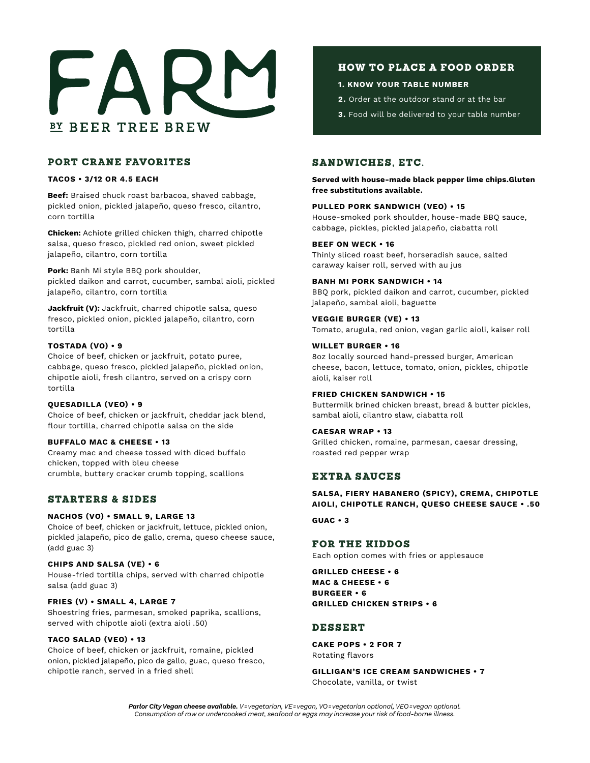# FARM

BY BEER TREE BREW

## HOW TO PLACE A FOOD ORDER

1. **KNOW YOUR TABLE NUMBER**
2. Order at the outdoor stand or at the bar
3. Food will be delivered to your table number

## PORT CRANE FAVORITES

**TACOS • 3/12 OR 4.5 EACH**

**Beef:** Braised chuck roast barbacoa, shaved cabbage, pickled onion, pickled jalapeño, queso fresco, cilantro, corn tortilla

**Chicken:** Achiote grilled chicken thigh, charred chipotle salsa, queso fresco, pickled red onion, sweet pickled jalapeño, cilantro, corn tortilla

**Pork:** Banh Mi style BBQ pork shoulder, pickled daikon and carrot, cucumber, sambal aioli, pickled jalapeño, cilantro, corn tortilla

**Jackfruit (V):** Jackfruit, charred chipotle salsa, queso fresco, pickled onion, pickled jalapeño, cilantro, corn tortilla

**TOSTADA (VO) • 9**
Choice of beef, chicken or jackfruit, potato puree, cabbage, queso fresco, pickled jalapeño, pickled onion, chipotle aioli, fresh cilantro, served on a crispy corn tortilla

**QUESADILLA (VEO) • 9**
Choice of beef, chicken or jackfruit, cheddar jack blend, flour tortilla, charred chipotle salsa on the side

**BUFFALO MAC & CHEESE • 13**
Creamy mac and cheese tossed with diced buffalo chicken, topped with bleu cheese crumble, buttery cracker crumb topping, scallions

## STARTERS & SIDES

**NACHOS (VO) • SMALL 9, LARGE 13**
Choice of beef, chicken or jackfruit, lettuce, pickled onion, pickled jalapeño, pico de gallo, crema, queso cheese sauce, (add guac 3)

**CHIPS AND SALSA (VE) • 6**
House-fried tortilla chips, served with charred chipotle salsa (add guac 3)

**FRIES (V) • SMALL 4, LARGE 7**
Shoestring fries, parmesan, smoked paprika, scallions, served with chipotle aioli (extra aioli .50)

**TACO SALAD (VEO) • 13**
Choice of beef, chicken or jackfruit, romaine, pickled onion, pickled jalapeño, pico de gallo, guac, queso fresco, chipotle ranch, served in a fried shell

## SANDWICHES, ETC.

**Served with house-made black pepper lime chips.Gluten free substitutions available.**

**PULLED PORK SANDWICH (VEO) • 15**
House-smoked pork shoulder, house-made BBQ sauce, cabbage, pickles, pickled jalapeño, ciabatta roll

**BEEF ON WECK • 16**
Thinly sliced roast beef, horseradish sauce, salted caraway kaiser roll, served with au jus

**BANH MI PORK SANDWICH • 14**
BBQ pork, pickled daikon and carrot, cucumber, pickled jalapeño, sambal aioli, baguette

**VEGGIE BURGER (VE) • 13**
Tomato, arugula, red onion, vegan garlic aioli, kaiser roll

**WILLET BURGER • 16**
8oz locally sourced hand-pressed burger, American cheese, bacon, lettuce, tomato, onion, pickles, chipotle aioli, kaiser roll

**FRIED CHICKEN SANDWICH • 15**
Buttermilk brined chicken breast, bread & butter pickles, sambal aioli, cilantro slaw, ciabatta roll

**CAESAR WRAP • 13**
Grilled chicken, romaine, parmesan, caesar dressing, roasted red pepper wrap

## EXTRA SAUCES

**SALSA, FIERY HABANERO (SPICY), CREMA, CHIPOTLE AIOLI, CHIPOTLE RANCH, QUESO CHEESE SAUCE • .50**

**GUAC • 3**

## FOR THE KIDDOS

Each option comes with fries or applesauce

**GRILLED CHEESE • 6**
**MAC & CHEESE • 6**
**BURGEER • 6**
**GRILLED CHICKEN STRIPS • 6**

## DESSERT

**CAKE POPS • 2 FOR 7**
Rotating flavors

**GILLIGAN'S ICE CREAM SANDWICHES • 7**
Chocolate, vanilla, or twist

***Parlor City Vegan cheese available.*** *V=vegetarian, VE=vegan, VO=vegetarian optional, VEO=vegan optional.*
*Consumption of raw or undercooked meat, seafood or eggs may increase your risk of food-borne illness.*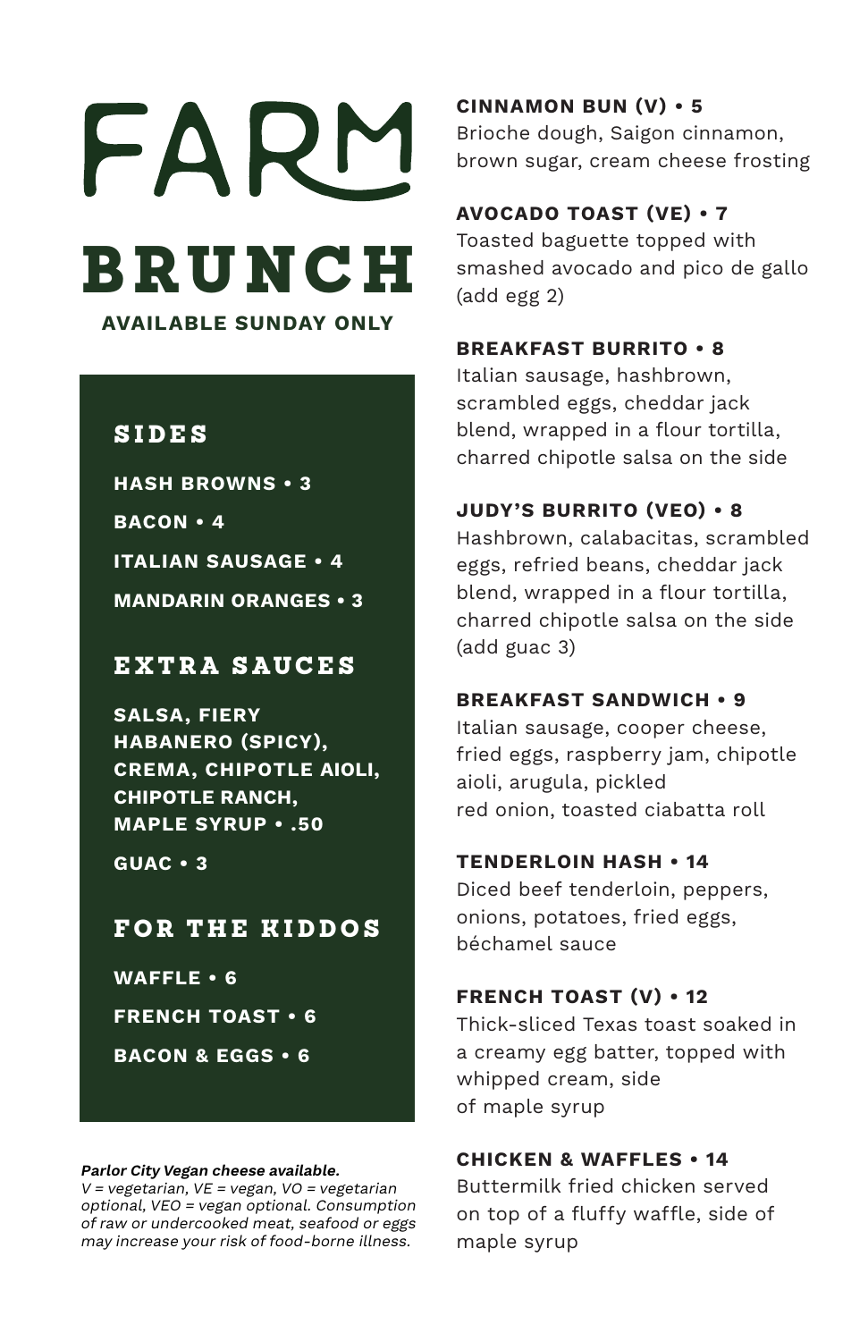# FARM

## BRUNCH

**AVAILABLE SUNDAY ONLY**

### SIDES

**HASH BROWNS • 3**

**BACON • 4**

**ITALIAN SAUSAGE • 4**

**MANDARIN ORANGES • 3**

### EXTRA SAUCES

**SALSA, FIERY HABANERO (SPICY), CREMA, CHIPOTLE AIOLI, CHIPOTLE RANCH, MAPLE SYRUP • .50**

**GUAC • 3**

### FOR THE KIDDOS

**WAFFLE • 6**

**FRENCH TOAST • 6**

**BACON & EGGS • 6**

***Parlor City Vegan cheese available.***
*V = vegetarian, VE = vegan, VO = vegetarian optional, VEO = vegan optional. Consumption of raw or undercooked meat, seafood or eggs may increase your risk of food-borne illness.*

**CINNAMON BUN (V) • 5**
Brioche dough, Saigon cinnamon, brown sugar, cream cheese frosting

**AVOCADO TOAST (VE) • 7**
Toasted baguette topped with smashed avocado and pico de gallo (add egg 2)

**BREAKFAST BURRITO • 8**
Italian sausage, hashbrown, scrambled eggs, cheddar jack blend, wrapped in a flour tortilla, charred chipotle salsa on the side

**JUDY'S BURRITO (VEO) • 8**
Hashbrown, calabacitas, scrambled eggs, refried beans, cheddar jack blend, wrapped in a flour tortilla, charred chipotle salsa on the side (add guac 3)

**BREAKFAST SANDWICH • 9**
Italian sausage, cooper cheese, fried eggs, raspberry jam, chipotle aioli, arugula, pickled red onion, toasted ciabatta roll

**TENDERLOIN HASH • 14**
Diced beef tenderloin, peppers, onions, potatoes, fried eggs, béchamel sauce

**FRENCH TOAST (V) • 12**
Thick-sliced Texas toast soaked in a creamy egg batter, topped with whipped cream, side of maple syrup

**CHICKEN & WAFFLES • 14**
Buttermilk fried chicken served on top of a fluffy waffle, side of maple syrup